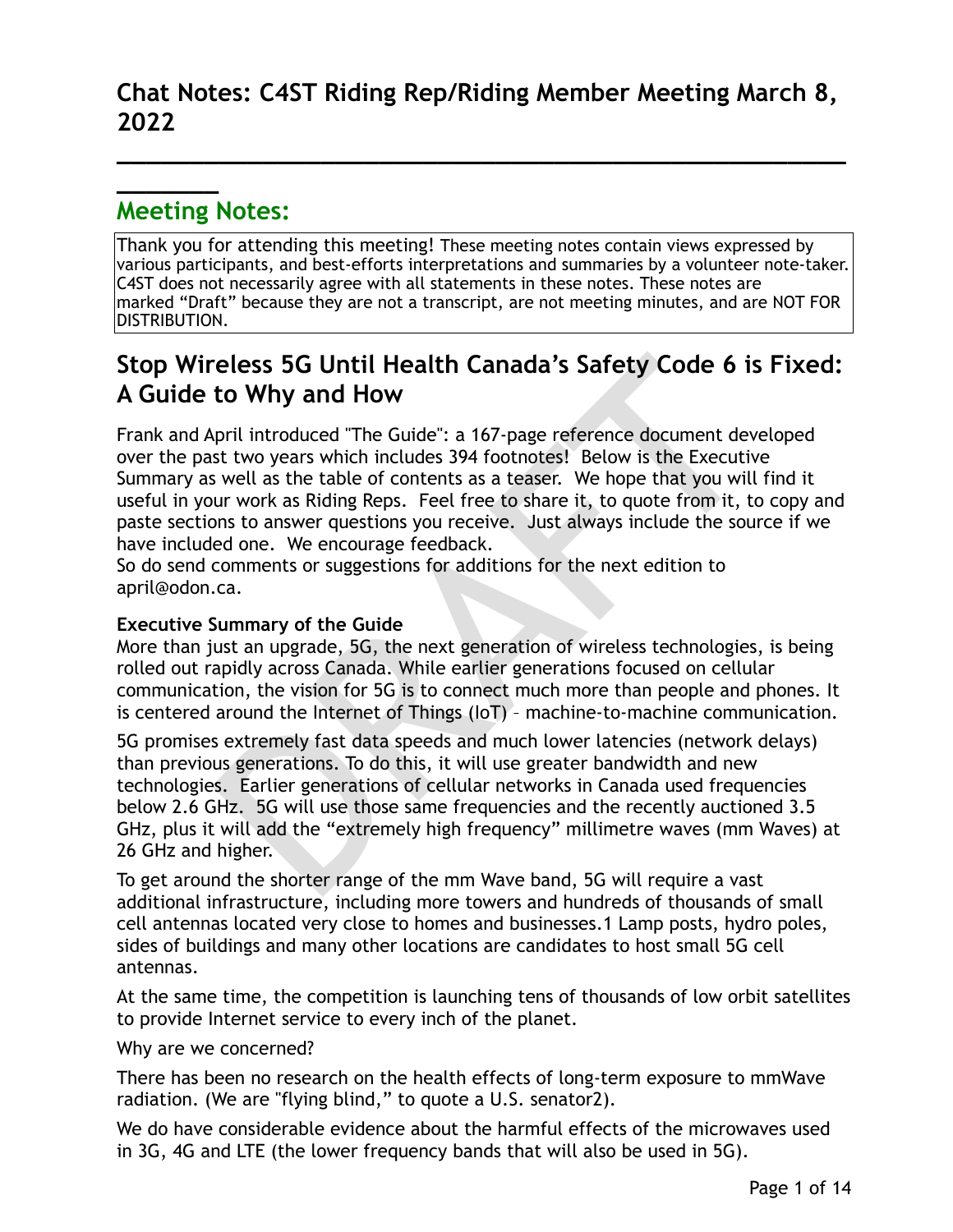# Chat Notes: C4ST Riding Rep/Riding Member Meeting March 8, 2022

## Meeting Notes:

Thank you for attending this meeting! These meeting notes contain views expressed by various participants, and best-efforts interpretations and summaries by a volunteer note-taker. C4ST does not necessarily agree with all statements in these notes. These notes are marked "Draft" because they are not a transcript, are not meeting minutes, and are NOT FOR DISTRIBUTION.

## Stop Wireless 5G Until Health Canada's Safety Code 6 is Fixed: A Guide to Why and How

Frank and April introduced "The Guide": a 167-page reference document developed over the past two years which includes 394 footnotes! Below is the Executive Summary as well as the table of contents as a teaser. We hope that you will find it useful in your work as Riding Reps. Feel free to share it, to quote from it, to copy and paste sections to answer questions you receive. Just always include the source if we have included one. We encourage feedback.
So do send comments or suggestions for additions for the next edition to april@odon.ca.

**Executive Summary of the Guide**
More than just an upgrade, 5G, the next generation of wireless technologies, is being rolled out rapidly across Canada. While earlier generations focused on cellular communication, the vision for 5G is to connect much more than people and phones. It is centered around the Internet of Things (IoT) – machine-to-machine communication.

5G promises extremely fast data speeds and much lower latencies (network delays) than previous generations. To do this, it will use greater bandwidth and new technologies. Earlier generations of cellular networks in Canada used frequencies below 2.6 GHz. 5G will use those same frequencies and the recently auctioned 3.5 GHz, plus it will add the "extremely high frequency" millimetre waves (mm Waves) at 26 GHz and higher.

To get around the shorter range of the mm Wave band, 5G will require a vast additional infrastructure, including more towers and hundreds of thousands of small cell antennas located very close to homes and businesses.[1] Lamp posts, hydro poles, sides of buildings and many other locations are candidates to host small 5G cell antennas.

At the same time, the competition is launching tens of thousands of low orbit satellites to provide Internet service to every inch of the planet.

Why are we concerned?

There has been no research on the health effects of long-term exposure to mmWave radiation. (We are "flying blind," to quote a U.S. senator[2]).

We do have considerable evidence about the harmful effects of the microwaves used in 3G, 4G and LTE (the lower frequency bands that will also be used in 5G).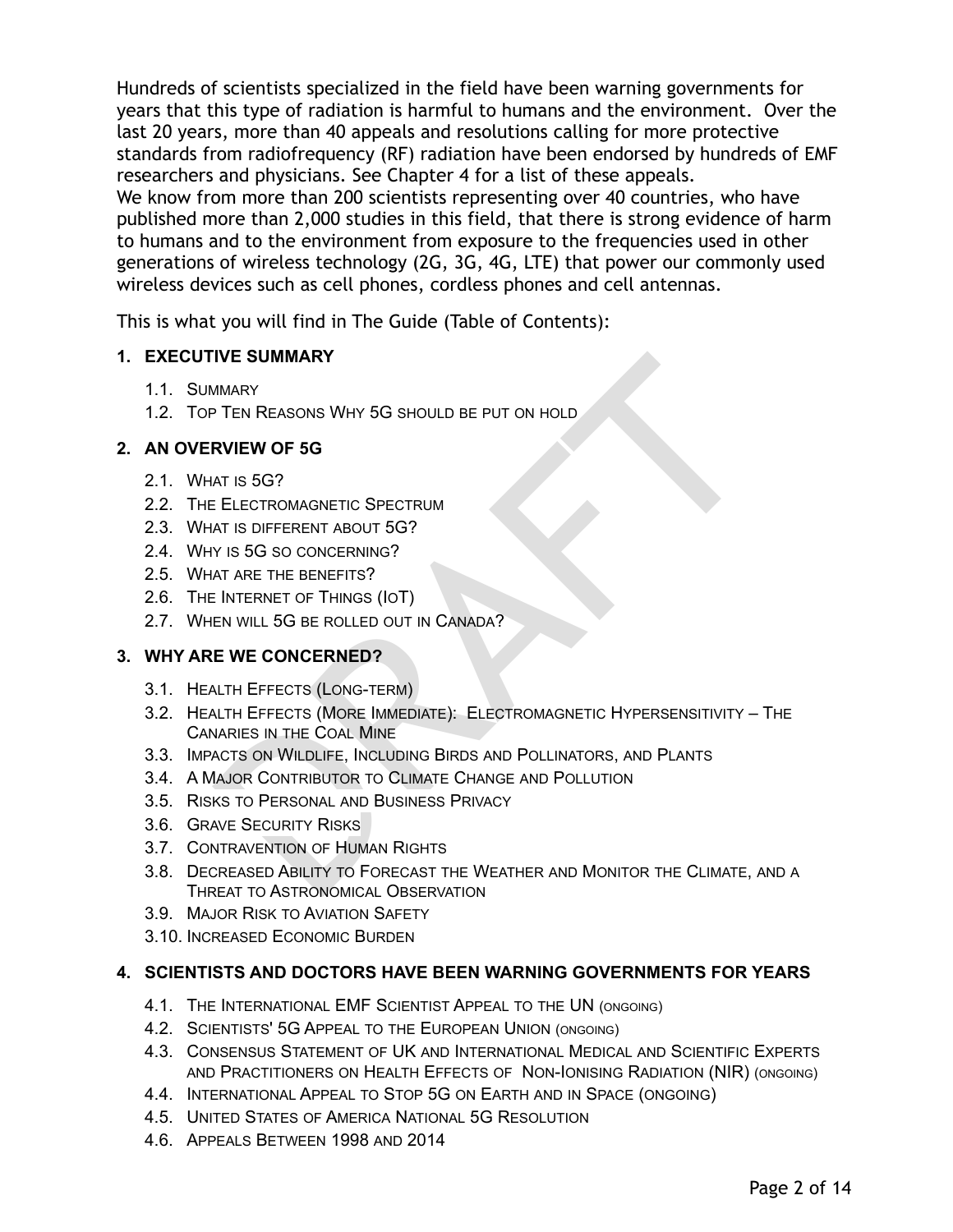Hundreds of scientists specialized in the field have been warning governments for years that this type of radiation is harmful to humans and the environment. Over the last 20 years, more than 40 appeals and resolutions calling for more protective standards from radiofrequency (RF) radiation have been endorsed by hundreds of EMF researchers and physicians. See Chapter 4 for a list of these appeals.
We know from more than 200 scientists representing over 40 countries, who have published more than 2,000 studies in this field, that there is strong evidence of harm to humans and to the environment from exposure to the frequencies used in other generations of wireless technology (2G, 3G, 4G, LTE) that power our commonly used wireless devices such as cell phones, cordless phones and cell antennas.

This is what you will find in The Guide (Table of Contents):

**1. EXECUTIVE SUMMARY**

- 1.1. Summary
- 1.2. Top Ten Reasons Why 5G should be put on hold

**2. AN OVERVIEW OF 5G**

- 2.1. What is 5G?
- 2.2. The Electromagnetic Spectrum
- 2.3. What is different about 5G?
- 2.4. Why is 5G so concerning?
- 2.5. What are the benefits?
- 2.6. The Internet of Things (IoT)
- 2.7. When will 5G be rolled out in Canada?

**3. WHY ARE WE CONCERNED?**

- 3.1. Health Effects (Long-term)
- 3.2. Health Effects (More Immediate): Electromagnetic Hypersensitivity – The Canaries in the Coal Mine
- 3.3. Impacts on Wildlife, Including Birds and Pollinators, and Plants
- 3.4. A Major Contributor to Climate Change and Pollution
- 3.5. Risks to Personal and Business Privacy
- 3.6. Grave Security Risks
- 3.7. Contravention of Human Rights
- 3.8. Decreased Ability to Forecast the Weather and Monitor the Climate, and a Threat to Astronomical Observation
- 3.9. Major Risk to Aviation Safety
- 3.10. Increased Economic Burden

**4. SCIENTISTS AND DOCTORS HAVE BEEN WARNING GOVERNMENTS FOR YEARS**

- 4.1. The International EMF Scientist Appeal to the UN (ongoing)
- 4.2. Scientists' 5G Appeal to the European Union (ongoing)
- 4.3. Consensus Statement of UK and International Medical and Scientific Experts and Practitioners on Health Effects of Non-Ionising Radiation (NIR) (ongoing)
- 4.4. International Appeal to Stop 5G on Earth and in Space (ongoing)
- 4.5. United States of America National 5G Resolution
- 4.6. Appeals Between 1998 and 2014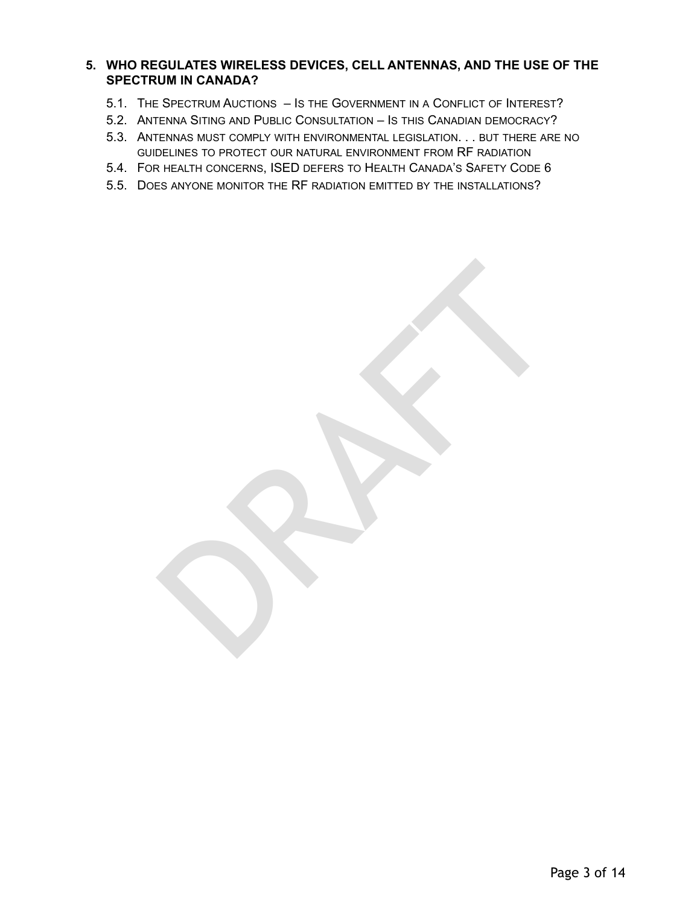## 5. WHO REGULATES WIRELESS DEVICES, CELL ANTENNAS, AND THE USE OF THE SPECTRUM IN CANADA?

5.1. The Spectrum Auctions – Is the Government in a Conflict of Interest?

5.2. Antenna Siting and Public Consultation – Is this Canadian democracy?

5.3. Antennas must comply with environmental legislation. . . but there are no guidelines to protect our natural environment from RF radiation

5.4. For health concerns, ISED defers to Health Canada's Safety Code 6

5.5. Does anyone monitor the RF radiation emitted by the installations?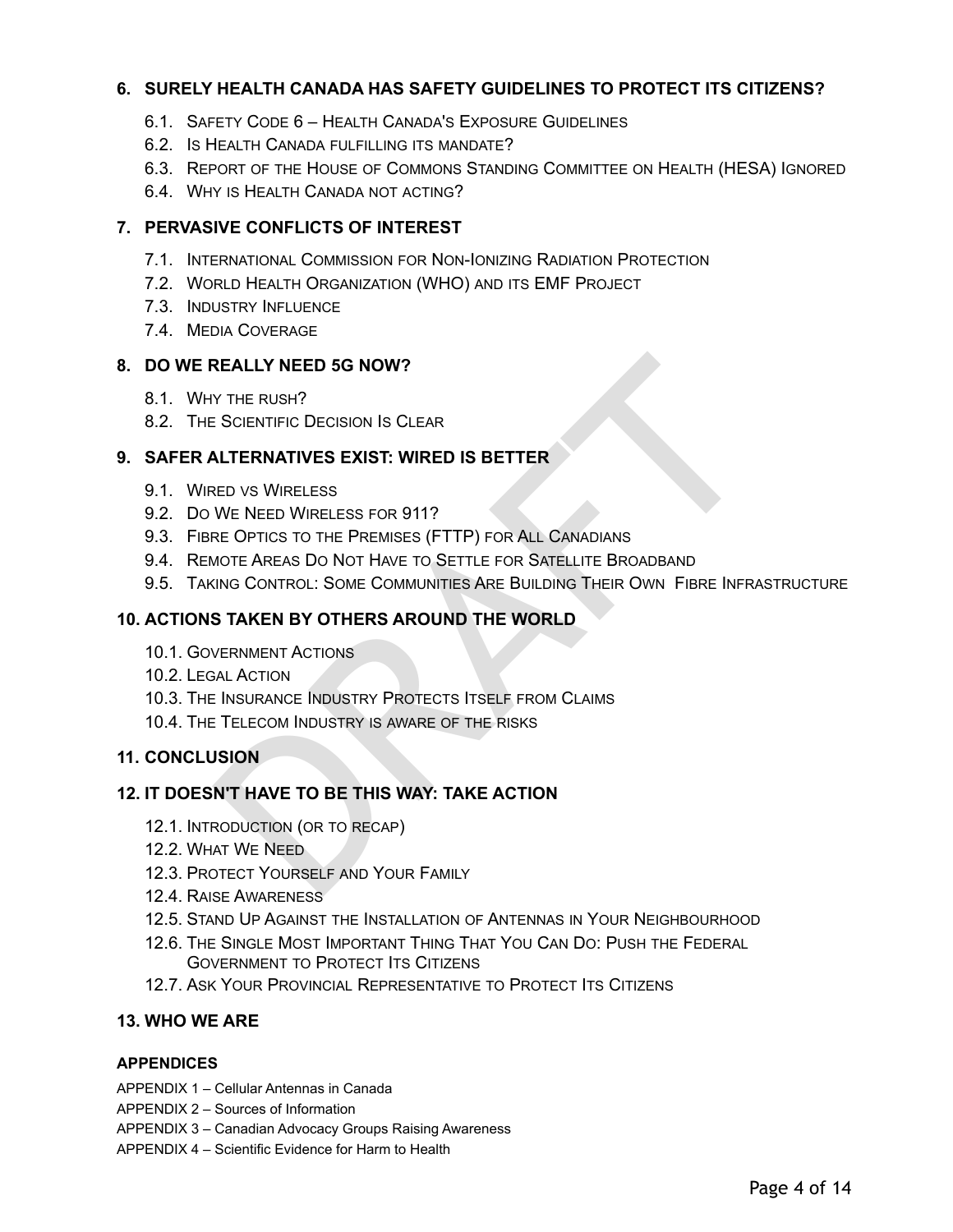**6. SURELY HEALTH CANADA HAS SAFETY GUIDELINES TO PROTECT ITS CITIZENS?**

- 6.1. Safety Code 6 – Health Canada's Exposure Guidelines
- 6.2. Is Health Canada fulfilling its mandate?
- 6.3. Report of the House of Commons Standing Committee on Health (HESA) Ignored
- 6.4. Why is Health Canada not acting?

**7. PERVASIVE CONFLICTS OF INTEREST**

- 7.1. International Commission for Non-Ionizing Radiation Protection
- 7.2. World Health Organization (WHO) and its EMF Project
- 7.3. Industry Influence
- 7.4. Media Coverage

**8. DO WE REALLY NEED 5G NOW?**

- 8.1. Why the rush?
- 8.2. The Scientific Decision Is Clear

**9. SAFER ALTERNATIVES EXIST: WIRED IS BETTER**

- 9.1. Wired vs Wireless
- 9.2. Do We Need Wireless for 911?
- 9.3. Fibre Optics to the Premises (FTTP) for All Canadians
- 9.4. Remote Areas Do Not Have to Settle for Satellite Broadband
- 9.5. Taking Control: Some Communities Are Building Their Own Fibre Infrastructure

**10. ACTIONS TAKEN BY OTHERS AROUND THE WORLD**

- 10.1. Government Actions
- 10.2. Legal Action
- 10.3. The Insurance Industry Protects Itself from Claims
- 10.4. The Telecom Industry is aware of the risks

**11. CONCLUSION**

**12. IT DOESN'T HAVE TO BE THIS WAY: TAKE ACTION**

- 12.1. Introduction (or to recap)
- 12.2. What We Need
- 12.3. Protect Yourself and Your Family
- 12.4. Raise Awareness
- 12.5. Stand Up Against the Installation of Antennas in Your Neighbourhood
- 12.6. The Single Most Important Thing That You Can Do: Push the Federal Government to Protect Its Citizens
- 12.7. Ask Your Provincial Representative to Protect Its Citizens

**13. WHO WE ARE**

**APPENDICES**

APPENDIX 1 – Cellular Antennas in Canada

APPENDIX 2 – Sources of Information

APPENDIX 3 – Canadian Advocacy Groups Raising Awareness

APPENDIX 4 – Scientific Evidence for Harm to Health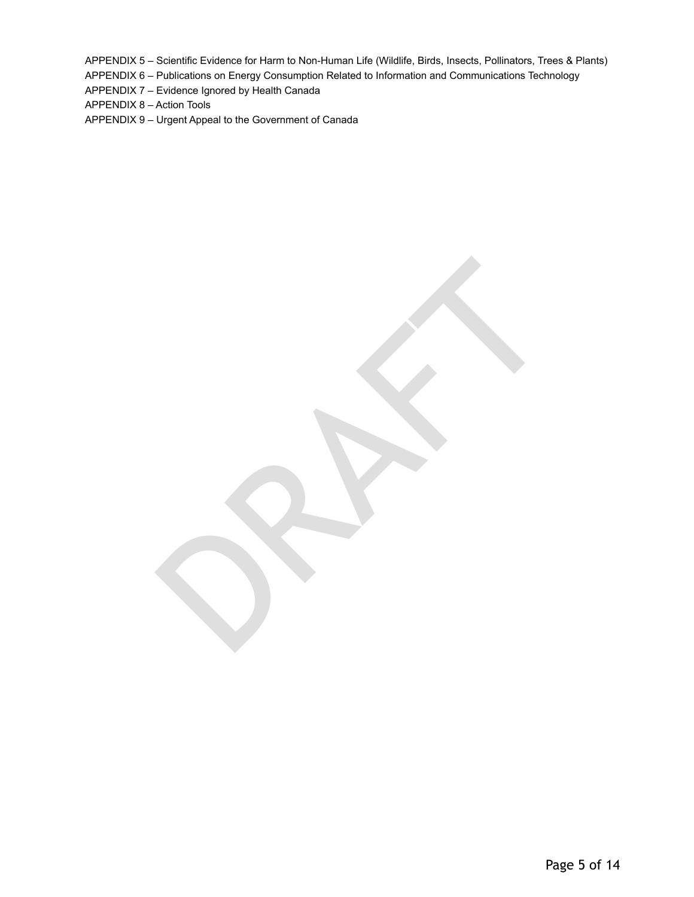APPENDIX 5 – Scientific Evidence for Harm to Non-Human Life (Wildlife, Birds, Insects, Pollinators, Trees & Plants)
APPENDIX 6 – Publications on Energy Consumption Related to Information and Communications Technology
APPENDIX 7 – Evidence Ignored by Health Canada
APPENDIX 8 – Action Tools
APPENDIX 9 – Urgent Appeal to the Government of Canada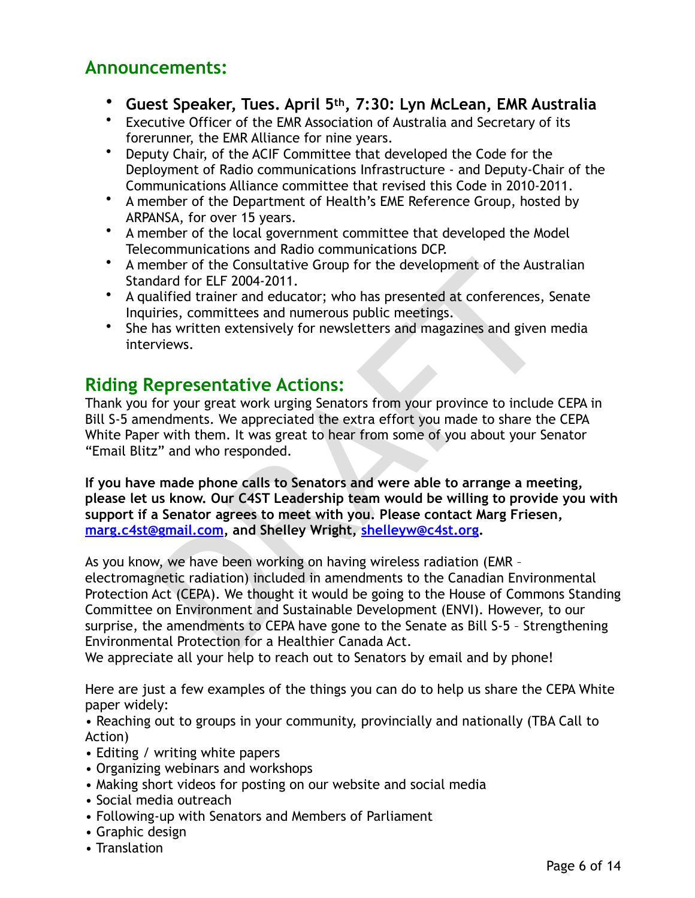## Announcements:

- **Guest Speaker, Tues. April 5th, 7:30: Lyn McLean, EMR Australia**
- Executive Officer of the EMR Association of Australia and Secretary of its forerunner, the EMR Alliance for nine years.
- Deputy Chair, of the ACIF Committee that developed the Code for the Deployment of Radio communications Infrastructure - and Deputy-Chair of the Communications Alliance committee that revised this Code in 2010-2011.
- A member of the Department of Health's EME Reference Group, hosted by ARPANSA, for over 15 years.
- A member of the local government committee that developed the Model Telecommunications and Radio communications DCP.
- A member of the Consultative Group for the development of the Australian Standard for ELF 2004-2011.
- A qualified trainer and educator; who has presented at conferences, Senate Inquiries, committees and numerous public meetings.
- She has written extensively for newsletters and magazines and given media interviews.

## Riding Representative Actions:

Thank you for your great work urging Senators from your province to include CEPA in Bill S-5 amendments. We appreciated the extra effort you made to share the CEPA White Paper with them. It was great to hear from some of you about your Senator "Email Blitz" and who responded.

**If you have made phone calls to Senators and were able to arrange a meeting, please let us know. Our C4ST Leadership team would be willing to provide you with support if a Senator agrees to meet with you. Please contact Marg Friesen, marg.c4st@gmail.com, and Shelley Wright, shelleyw@c4st.org.**

As you know, we have been working on having wireless radiation (EMR – electromagnetic radiation) included in amendments to the Canadian Environmental Protection Act (CEPA). We thought it would be going to the House of Commons Standing Committee on Environment and Sustainable Development (ENVI). However, to our surprise, the amendments to CEPA have gone to the Senate as Bill S-5 – Strengthening Environmental Protection for a Healthier Canada Act.
We appreciate all your help to reach out to Senators by email and by phone!

Here are just a few examples of the things you can do to help us share the CEPA White paper widely:

- Reaching out to groups in your community, provincially and nationally (TBA Call to Action)
- Editing / writing white papers
- Organizing webinars and workshops
- Making short videos for posting on our website and social media
- Social media outreach
- Following-up with Senators and Members of Parliament
- Graphic design
- Translation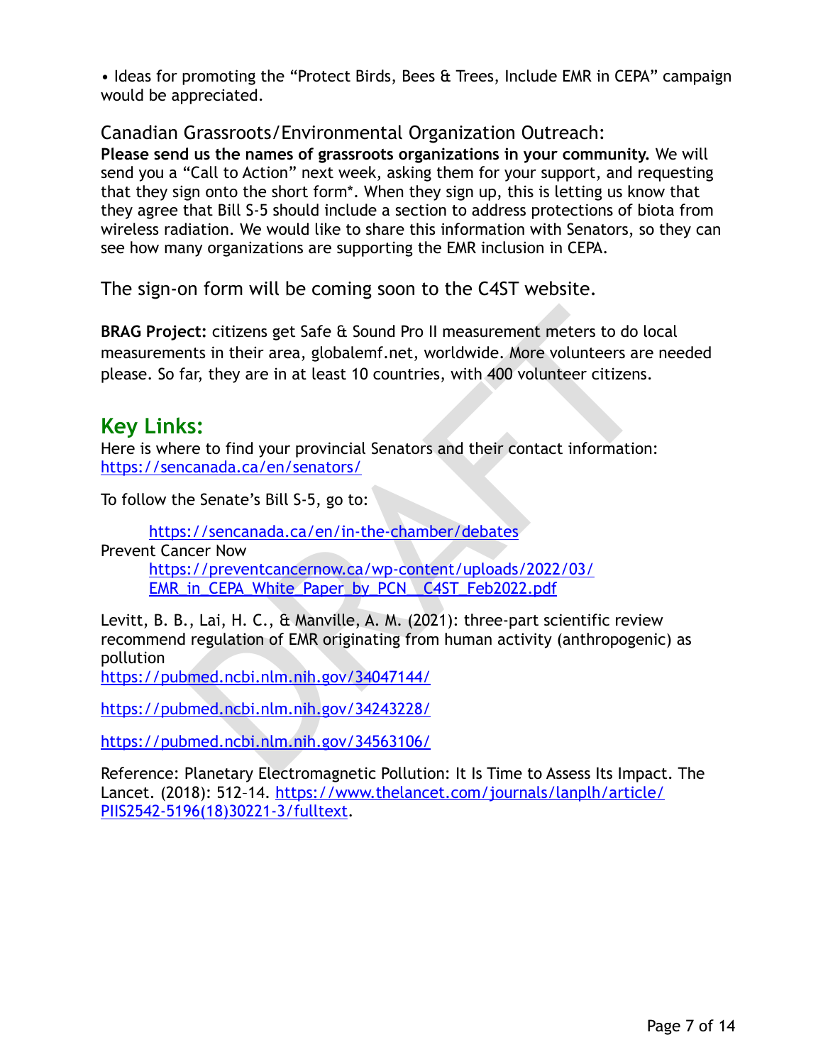• Ideas for promoting the “Protect Birds, Bees & Trees, Include EMR in CEPA” campaign would be appreciated.

### Canadian Grassroots/Environmental Organization Outreach:

**Please send us the names of grassroots organizations in your community.** We will send you a “Call to Action” next week, asking them for your support, and requesting that they sign onto the short form*. When they sign up, this is letting us know that they agree that Bill S-5 should include a section to address protections of biota from wireless radiation. We would like to share this information with Senators, so they can see how many organizations are supporting the EMR inclusion in CEPA.

The sign-on form will be coming soon to the C4ST website.

**BRAG Project:** citizens get Safe & Sound Pro II measurement meters to do local measurements in their area, globalemf.net, worldwide. More volunteers are needed please. So far, they are in at least 10 countries, with 400 volunteer citizens.

## Key Links:

Here is where to find your provincial Senators and their contact information:
https://sencanada.ca/en/senators/

To follow the Senate’s Bill S-5, go to:

https://sencanada.ca/en/in-the-chamber/debates

Prevent Cancer Now
https://preventcancernow.ca/wp-content/uploads/2022/03/EMR_in_CEPA_White_Paper_by_PCN__C4ST_Feb2022.pdf

Levitt, B. B., Lai, H. C., & Manville, A. M. (2021): three-part scientific review recommend regulation of EMR originating from human activity (anthropogenic) as pollution
https://pubmed.ncbi.nlm.nih.gov/34047144/

https://pubmed.ncbi.nlm.nih.gov/34243228/

https://pubmed.ncbi.nlm.nih.gov/34563106/

Reference: Planetary Electromagnetic Pollution: It Is Time to Assess Its Impact. The Lancet. (2018): 512–14. https://www.thelancet.com/journals/lanplh/article/PIIS2542-5196(18)30221-3/fulltext.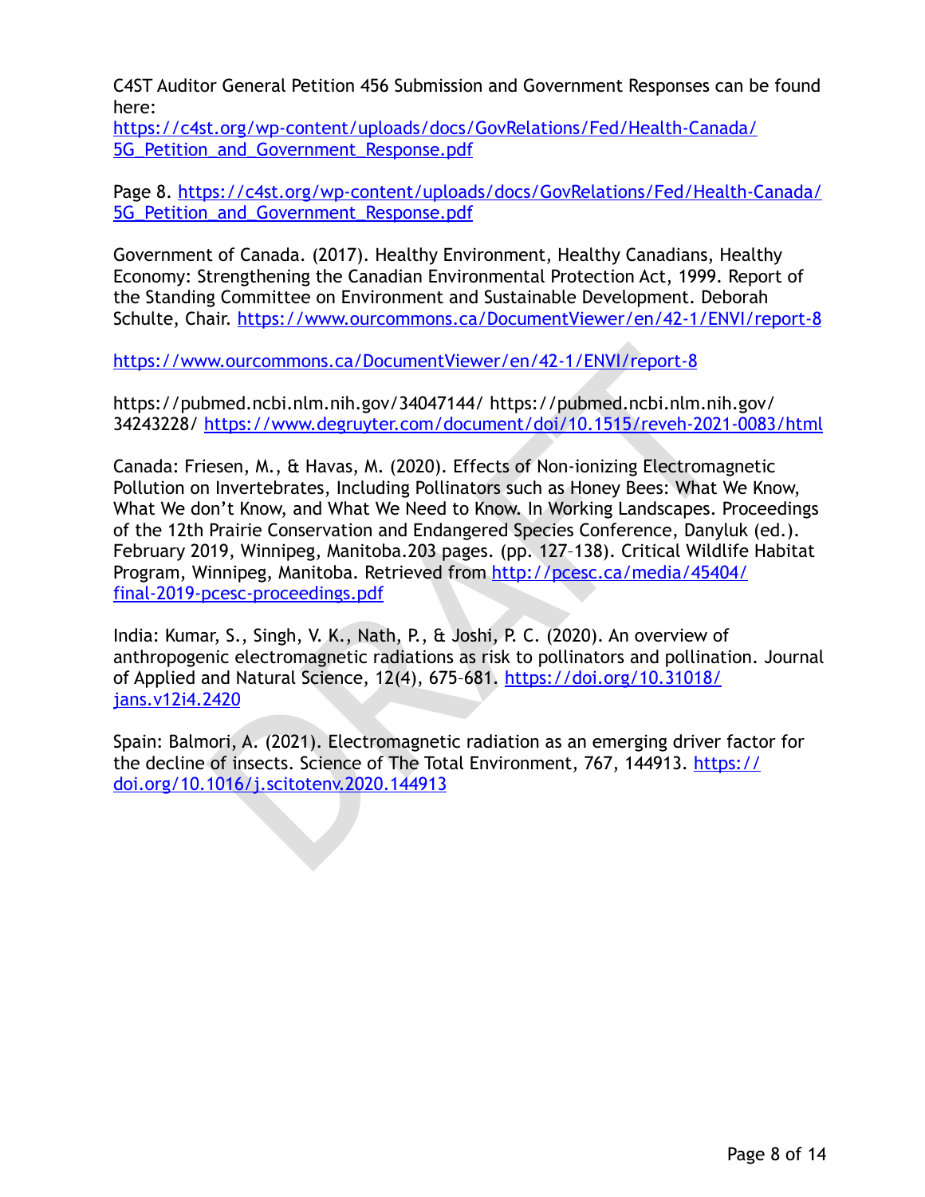C4ST Auditor General Petition 456 Submission and Government Responses can be found here:
https://c4st.org/wp-content/uploads/docs/GovRelations/Fed/Health-Canada/5G_Petition_and_Government_Response.pdf

Page 8. https://c4st.org/wp-content/uploads/docs/GovRelations/Fed/Health-Canada/5G_Petition_and_Government_Response.pdf

Government of Canada. (2017). Healthy Environment, Healthy Canadians, Healthy Economy: Strengthening the Canadian Environmental Protection Act, 1999. Report of the Standing Committee on Environment and Sustainable Development. Deborah Schulte, Chair. https://www.ourcommons.ca/DocumentViewer/en/42-1/ENVI/report-8

https://www.ourcommons.ca/DocumentViewer/en/42-1/ENVI/report-8

https://pubmed.ncbi.nlm.nih.gov/34047144/ https://pubmed.ncbi.nlm.nih.gov/34243228/ https://www.degruyter.com/document/doi/10.1515/reveh-2021-0083/html

Canada: Friesen, M., & Havas, M. (2020). Effects of Non-ionizing Electromagnetic Pollution on Invertebrates, Including Pollinators such as Honey Bees: What We Know, What We don't Know, and What We Need to Know. In Working Landscapes. Proceedings of the 12th Prairie Conservation and Endangered Species Conference, Danyluk (ed.). February 2019, Winnipeg, Manitoba.203 pages. (pp. 127–138). Critical Wildlife Habitat Program, Winnipeg, Manitoba. Retrieved from http://pcesc.ca/media/45404/final-2019-pcesc-proceedings.pdf

India: Kumar, S., Singh, V. K., Nath, P., & Joshi, P. C. (2020). An overview of anthropogenic electromagnetic radiations as risk to pollinators and pollination. Journal of Applied and Natural Science, 12(4), 675–681. https://doi.org/10.31018/jans.v12i4.2420

Spain: Balmori, A. (2021). Electromagnetic radiation as an emerging driver factor for the decline of insects. Science of The Total Environment, 767, 144913. https://doi.org/10.1016/j.scitotenv.2020.144913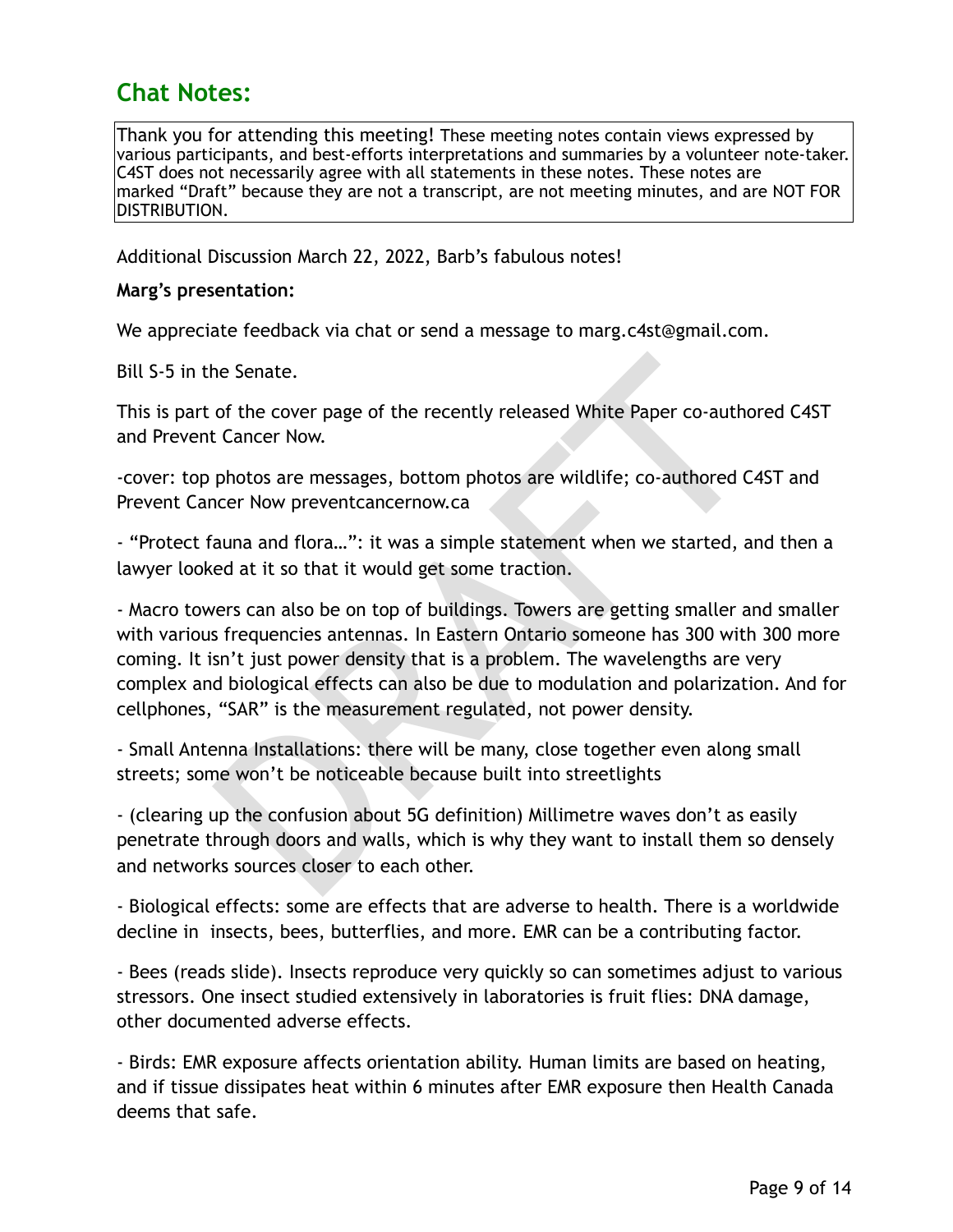## Chat Notes:

Thank you for attending this meeting! These meeting notes contain views expressed by various participants, and best-efforts interpretations and summaries by a volunteer note-taker. C4ST does not necessarily agree with all statements in these notes. These notes are marked "Draft" because they are not a transcript, are not meeting minutes, and are NOT FOR DISTRIBUTION.

Additional Discussion March 22, 2022, Barb's fabulous notes!

**Marg's presentation:**

We appreciate feedback via chat or send a message to marg.c4st@gmail.com.

Bill S-5 in the Senate.

This is part of the cover page of the recently released White Paper co-authored C4ST and Prevent Cancer Now.

-cover: top photos are messages, bottom photos are wildlife; co-authored C4ST and Prevent Cancer Now preventcancernow.ca

- "Protect fauna and flora…": it was a simple statement when we started, and then a lawyer looked at it so that it would get some traction.

- Macro towers can also be on top of buildings. Towers are getting smaller and smaller with various frequencies antennas. In Eastern Ontario someone has 300 with 300 more coming. It isn't just power density that is a problem. The wavelengths are very complex and biological effects can also be due to modulation and polarization. And for cellphones, "SAR" is the measurement regulated, not power density.

- Small Antenna Installations: there will be many, close together even along small streets; some won't be noticeable because built into streetlights

- (clearing up the confusion about 5G definition) Millimetre waves don't as easily penetrate through doors and walls, which is why they want to install them so densely and networks sources closer to each other.

- Biological effects: some are effects that are adverse to health. There is a worldwide decline in insects, bees, butterflies, and more. EMR can be a contributing factor.

- Bees (reads slide). Insects reproduce very quickly so can sometimes adjust to various stressors. One insect studied extensively in laboratories is fruit flies: DNA damage, other documented adverse effects.

- Birds: EMR exposure affects orientation ability. Human limits are based on heating, and if tissue dissipates heat within 6 minutes after EMR exposure then Health Canada deems that safe.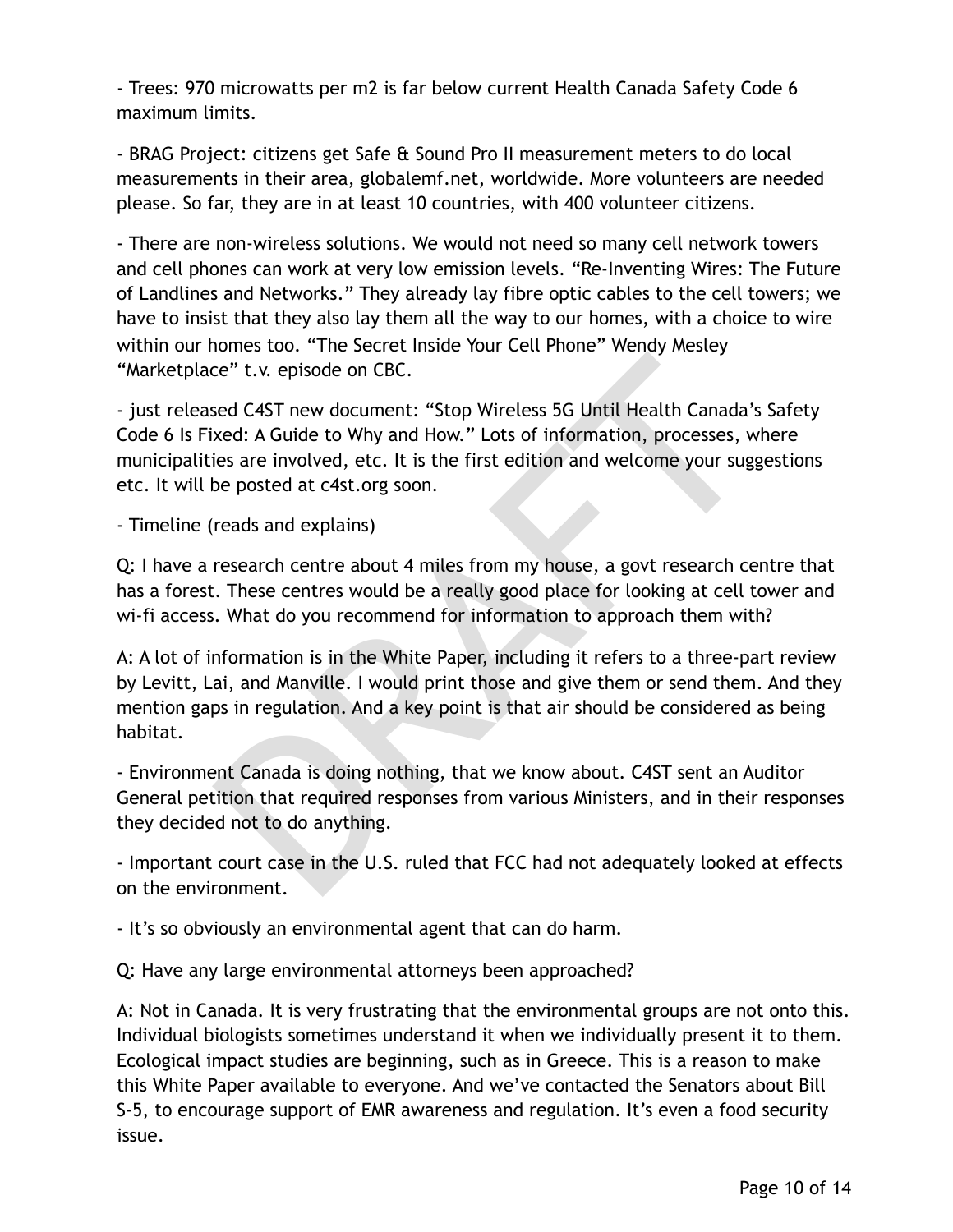- Trees: 970 microwatts per m2 is far below current Health Canada Safety Code 6 maximum limits.

- BRAG Project: citizens get Safe & Sound Pro II measurement meters to do local measurements in their area, globalemf.net, worldwide. More volunteers are needed please. So far, they are in at least 10 countries, with 400 volunteer citizens.

- There are non-wireless solutions. We would not need so many cell network towers and cell phones can work at very low emission levels. “Re-Inventing Wires: The Future of Landlines and Networks.” They already lay fibre optic cables to the cell towers; we have to insist that they also lay them all the way to our homes, with a choice to wire within our homes too. “The Secret Inside Your Cell Phone” Wendy Mesley “Marketplace” t.v. episode on CBC.

- just released C4ST new document: “Stop Wireless 5G Until Health Canada’s Safety Code 6 Is Fixed: A Guide to Why and How.” Lots of information, processes, where municipalities are involved, etc. It is the first edition and welcome your suggestions etc. It will be posted at c4st.org soon.

- Timeline (reads and explains)

Q: I have a research centre about 4 miles from my house, a govt research centre that has a forest. These centres would be a really good place for looking at cell tower and wi-fi access. What do you recommend for information to approach them with?

A: A lot of information is in the White Paper, including it refers to a three-part review by Levitt, Lai, and Manville. I would print those and give them or send them. And they mention gaps in regulation. And a key point is that air should be considered as being habitat.

- Environment Canada is doing nothing, that we know about. C4ST sent an Auditor General petition that required responses from various Ministers, and in their responses they decided not to do anything.

- Important court case in the U.S. ruled that FCC had not adequately looked at effects on the environment.

- It’s so obviously an environmental agent that can do harm.

Q: Have any large environmental attorneys been approached?

A: Not in Canada. It is very frustrating that the environmental groups are not onto this. Individual biologists sometimes understand it when we individually present it to them. Ecological impact studies are beginning, such as in Greece. This is a reason to make this White Paper available to everyone. And we’ve contacted the Senators about Bill S-5, to encourage support of EMR awareness and regulation. It’s even a food security issue.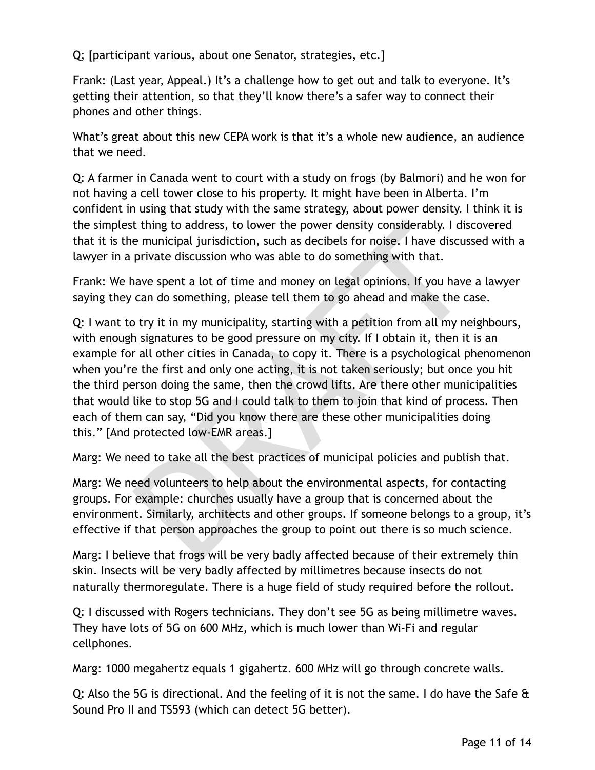Q; [participant various, about one Senator, strategies, etc.]

Frank: (Last year, Appeal.) It's a challenge how to get out and talk to everyone. It's getting their attention, so that they'll know there's a safer way to connect their phones and other things.

What's great about this new CEPA work is that it's a whole new audience, an audience that we need.

Q: A farmer in Canada went to court with a study on frogs (by Balmori) and he won for not having a cell tower close to his property. It might have been in Alberta. I'm confident in using that study with the same strategy, about power density. I think it is the simplest thing to address, to lower the power density considerably. I discovered that it is the municipal jurisdiction, such as decibels for noise. I have discussed with a lawyer in a private discussion who was able to do something with that.

Frank: We have spent a lot of time and money on legal opinions. If you have a lawyer saying they can do something, please tell them to go ahead and make the case.

Q: I want to try it in my municipality, starting with a petition from all my neighbours, with enough signatures to be good pressure on my city. If I obtain it, then it is an example for all other cities in Canada, to copy it. There is a psychological phenomenon when you're the first and only one acting, it is not taken seriously; but once you hit the third person doing the same, then the crowd lifts. Are there other municipalities that would like to stop 5G and I could talk to them to join that kind of process. Then each of them can say, "Did you know there are these other municipalities doing this." [And protected low-EMR areas.]

Marg: We need to take all the best practices of municipal policies and publish that.

Marg: We need volunteers to help about the environmental aspects, for contacting groups. For example: churches usually have a group that is concerned about the environment. Similarly, architects and other groups. If someone belongs to a group, it's effective if that person approaches the group to point out there is so much science.

Marg: I believe that frogs will be very badly affected because of their extremely thin skin. Insects will be very badly affected by millimetres because insects do not naturally thermoregulate. There is a huge field of study required before the rollout.

Q: I discussed with Rogers technicians. They don't see 5G as being millimetre waves. They have lots of 5G on 600 MHz, which is much lower than Wi-Fi and regular cellphones.

Marg: 1000 megahertz equals 1 gigahertz. 600 MHz will go through concrete walls.

Q: Also the 5G is directional. And the feeling of it is not the same. I do have the Safe & Sound Pro II and TS593 (which can detect 5G better).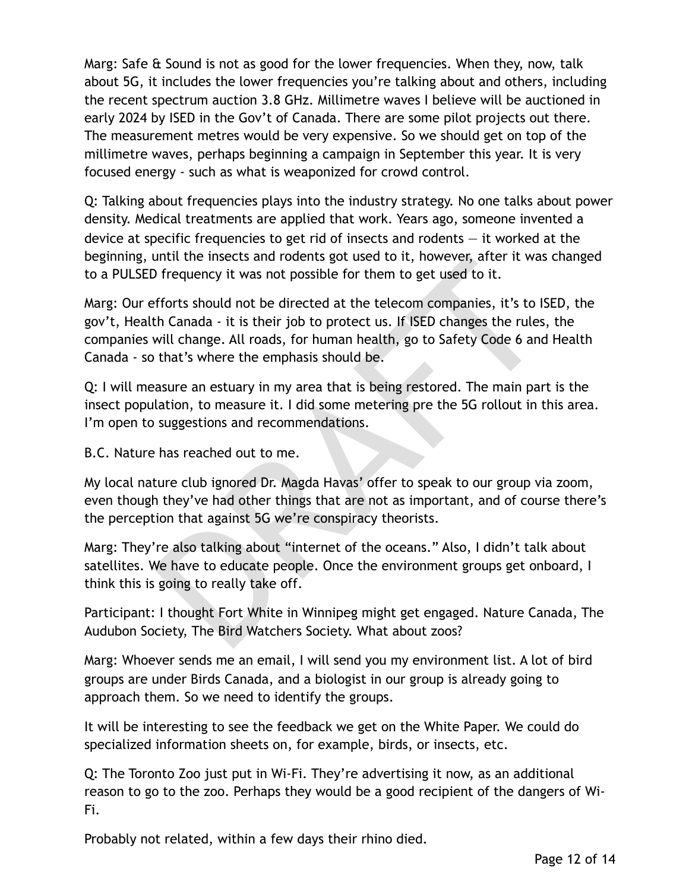Marg: Safe & Sound is not as good for the lower frequencies. When they, now, talk about 5G, it includes the lower frequencies you're talking about and others, including the recent spectrum auction 3.8 GHz. Millimetre waves I believe will be auctioned in early 2024 by ISED in the Gov't of Canada. There are some pilot projects out there. The measurement metres would be very expensive. So we should get on top of the millimetre waves, perhaps beginning a campaign in September this year. It is very focused energy - such as what is weaponized for crowd control.

Q: Talking about frequencies plays into the industry strategy. No one talks about power density. Medical treatments are applied that work. Years ago, someone invented a device at specific frequencies to get rid of insects and rodents — it worked at the beginning, until the insects and rodents got used to it, however, after it was changed to a PULSED frequency it was not possible for them to get used to it.

Marg: Our efforts should not be directed at the telecom companies, it's to ISED, the gov't, Health Canada - it is their job to protect us. If ISED changes the rules, the companies will change. All roads, for human health, go to Safety Code 6 and Health Canada - so that's where the emphasis should be.

Q: I will measure an estuary in my area that is being restored. The main part is the insect population, to measure it. I did some metering pre the 5G rollout in this area. I'm open to suggestions and recommendations.

B.C. Nature has reached out to me.

My local nature club ignored Dr. Magda Havas' offer to speak to our group via zoom, even though they've had other things that are not as important, and of course there's the perception that against 5G we're conspiracy theorists.

Marg: They're also talking about "internet of the oceans." Also, I didn't talk about satellites. We have to educate people. Once the environment groups get onboard, I think this is going to really take off.

Participant: I thought Fort White in Winnipeg might get engaged. Nature Canada, The Audubon Society, The Bird Watchers Society. What about zoos?

Marg: Whoever sends me an email, I will send you my environment list. A lot of bird groups are under Birds Canada, and a biologist in our group is already going to approach them. So we need to identify the groups.

It will be interesting to see the feedback we get on the White Paper. We could do specialized information sheets on, for example, birds, or insects, etc.

Q: The Toronto Zoo just put in Wi-Fi. They're advertising it now, as an additional reason to go to the zoo. Perhaps they would be a good recipient of the dangers of Wi-Fi.

Probably not related, within a few days their rhino died.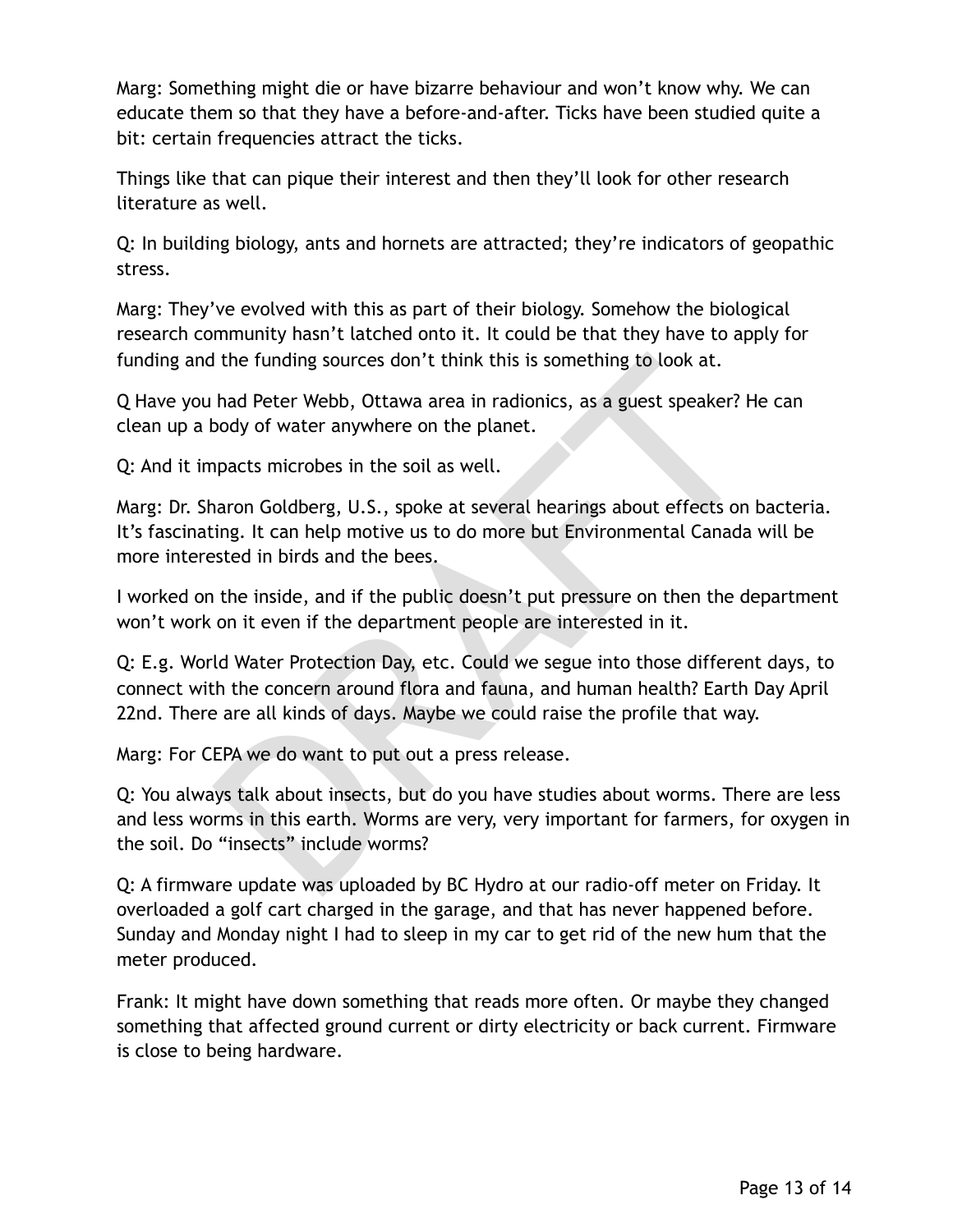Marg: Something might die or have bizarre behaviour and won't know why. We can educate them so that they have a before-and-after. Ticks have been studied quite a bit: certain frequencies attract the ticks.

Things like that can pique their interest and then they'll look for other research literature as well.

Q: In building biology, ants and hornets are attracted; they're indicators of geopathic stress.

Marg: They've evolved with this as part of their biology. Somehow the biological research community hasn't latched onto it. It could be that they have to apply for funding and the funding sources don't think this is something to look at.

Q Have you had Peter Webb, Ottawa area in radionics, as a guest speaker? He can clean up a body of water anywhere on the planet.

Q: And it impacts microbes in the soil as well.

Marg: Dr. Sharon Goldberg, U.S., spoke at several hearings about effects on bacteria. It's fascinating. It can help motive us to do more but Environmental Canada will be more interested in birds and the bees.

I worked on the inside, and if the public doesn't put pressure on then the department won't work on it even if the department people are interested in it.

Q: E.g. World Water Protection Day, etc. Could we segue into those different days, to connect with the concern around flora and fauna, and human health? Earth Day April 22nd. There are all kinds of days. Maybe we could raise the profile that way.

Marg: For CEPA we do want to put out a press release.

Q: You always talk about insects, but do you have studies about worms. There are less and less worms in this earth. Worms are very, very important for farmers, for oxygen in the soil. Do "insects" include worms?

Q: A firmware update was uploaded by BC Hydro at our radio-off meter on Friday. It overloaded a golf cart charged in the garage, and that has never happened before. Sunday and Monday night I had to sleep in my car to get rid of the new hum that the meter produced.

Frank: It might have down something that reads more often. Or maybe they changed something that affected ground current or dirty electricity or back current. Firmware is close to being hardware.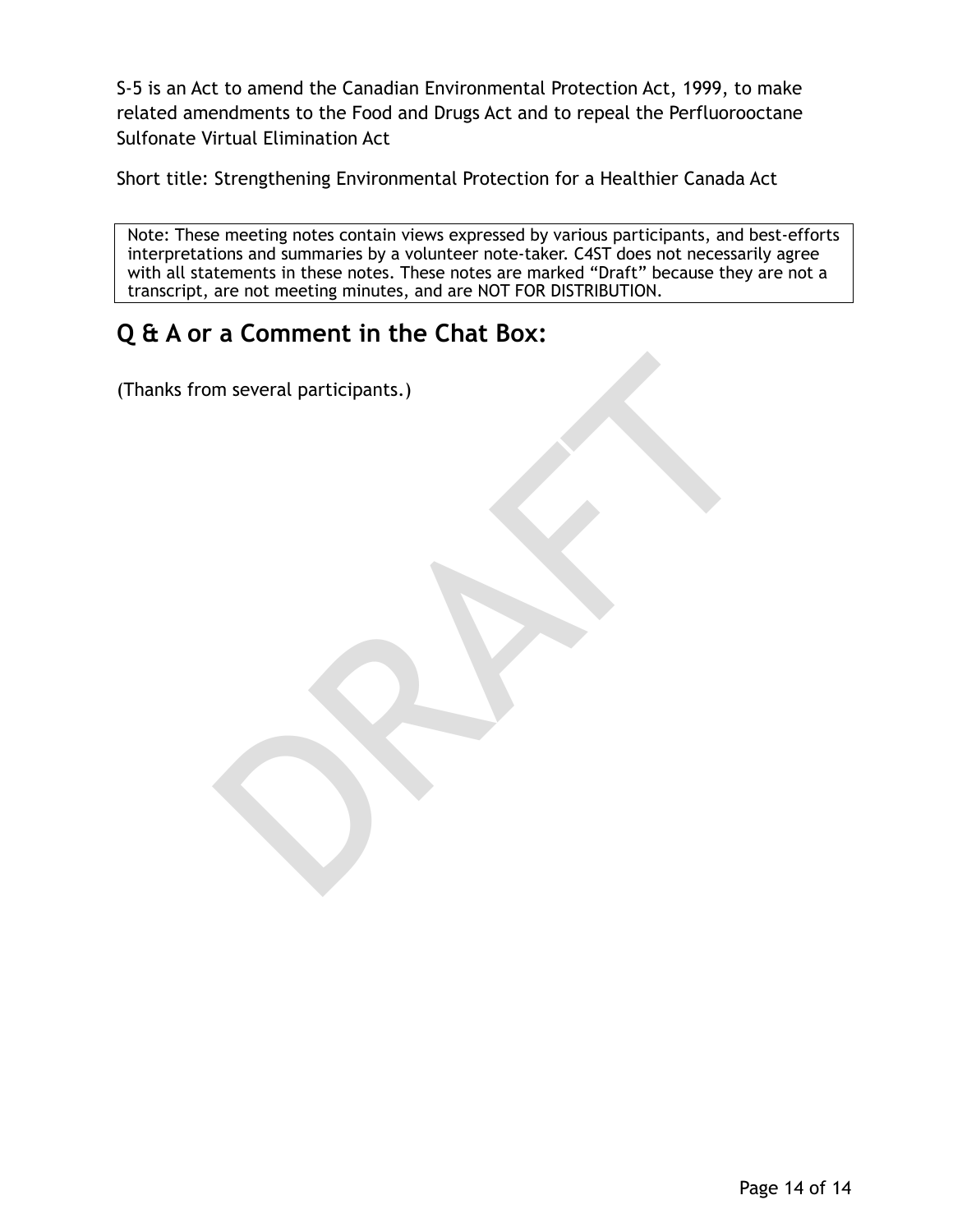S-5 is an Act to amend the Canadian Environmental Protection Act, 1999, to make related amendments to the Food and Drugs Act and to repeal the Perfluorooctane Sulfonate Virtual Elimination Act

Short title: Strengthening Environmental Protection for a Healthier Canada Act

> Note: These meeting notes contain views expressed by various participants, and best-efforts interpretations and summaries by a volunteer note-taker. C4ST does not necessarily agree with all statements in these notes. These notes are marked "Draft" because they are not a transcript, are not meeting minutes, and are NOT FOR DISTRIBUTION.

## Q & A or a Comment in the Chat Box:

(Thanks from several participants.)